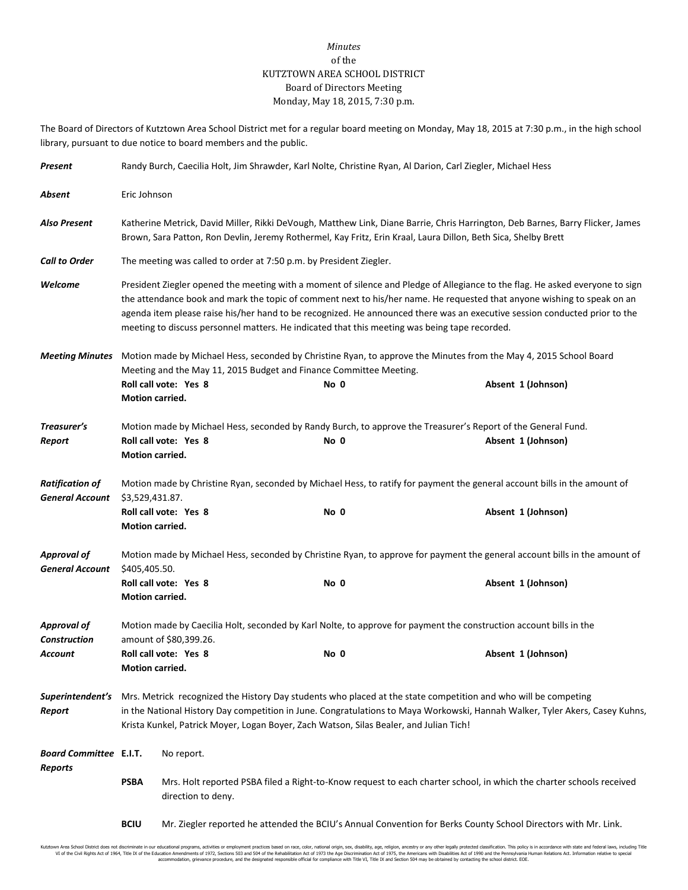*Minutes*
of the
KUTZTOWN AREA SCHOOL DISTRICT
Board of Directors Meeting
Monday, May 18, 2015, 7:30 p.m.

The Board of Directors of Kutztown Area School District met for a regular board meeting on Monday, May 18, 2015 at 7:30 p.m., in the high school library, pursuant to due notice to board members and the public.

***Present*** Randy Burch, Caecilia Holt, Jim Shrawder, Karl Nolte, Christine Ryan, Al Darion, Carl Ziegler, Michael Hess

***Absent*** Eric Johnson

***Also Present*** Katherine Metrick, David Miller, Rikki DeVough, Matthew Link, Diane Barrie, Chris Harrington, Deb Barnes, Barry Flicker, James Brown, Sara Patton, Ron Devlin, Jeremy Rothermel, Kay Fritz, Erin Kraal, Laura Dillon, Beth Sica, Shelby Brett

***Call to Order*** The meeting was called to order at 7:50 p.m. by President Ziegler.

***Welcome*** President Ziegler opened the meeting with a moment of silence and Pledge of Allegiance to the flag. He asked everyone to sign the attendance book and mark the topic of comment next to his/her name. He requested that anyone wishing to speak on an agenda item please raise his/her hand to be recognized. He announced there was an executive session conducted prior to the meeting to discuss personnel matters. He indicated that this meeting was being tape recorded.

***Meeting Minutes*** Motion made by Michael Hess, seconded by Christine Ryan, to approve the Minutes from the May 4, 2015 School Board Meeting and the May 11, 2015 Budget and Finance Committee Meeting.
**Roll call vote: Yes 8** **No 0** **Absent 1 (Johnson)**
**Motion carried.**

***Treasurer's Report*** Motion made by Michael Hess, seconded by Randy Burch, to approve the Treasurer's Report of the General Fund.
**Roll call vote: Yes 8** **No 0** **Absent 1 (Johnson)**
**Motion carried.**

***Ratification of General Account*** Motion made by Christine Ryan, seconded by Michael Hess, to ratify for payment the general account bills in the amount of $3,529,431.87.
**Roll call vote: Yes 8** **No 0** **Absent 1 (Johnson)**
**Motion carried.**

***Approval of General Account*** Motion made by Michael Hess, seconded by Christine Ryan, to approve for payment the general account bills in the amount of $405,405.50.
**Roll call vote: Yes 8** **No 0** **Absent 1 (Johnson)**
**Motion carried.**

***Approval of Construction Account*** Motion made by Caecilia Holt, seconded by Karl Nolte, to approve for payment the construction account bills in the amount of $80,399.26.
**Roll call vote: Yes 8** **No 0** **Absent 1 (Johnson)**
**Motion carried.**

***Superintendent's Report*** Mrs. Metrick recognized the History Day students who placed at the state competition and who will be competing in the National History Day competition in June. Congratulations to Maya Workowski, Hannah Walker, Tyler Akers, Casey Kuhns, Krista Kunkel, Patrick Moyer, Logan Boyer, Zach Watson, Silas Bealer, and Julian Tich!

***Board Committee Reports***

**E.I.T.** No report.

**PSBA** Mrs. Holt reported PSBA filed a Right-to-Know request to each charter school, in which the charter schools received direction to deny.

**BCIU** Mr. Ziegler reported he attended the BCIU's Annual Convention for Berks County School Directors with Mr. Link.

Kutztown Area School District does not discriminate in our educational programs, activities or employment practices based on race, color, national origin, sex, disability, age, religion, ancestry or any other legally protected classification. This policy is in accordance with state and federal laws, including Title VI of the Civil Rights Act of 1964, Title IX of the Education Amendments of 1972, Sections 503 and 504 of the Rehabilitation Act of 1973 the Age Discrimination Act of 1975, the Americans with Disabilities Act of 1990 and the Pennsylvania Human Relations Act. Information relative to special accommodation, grievance procedure, and the designated responsible official for compliance with Title VI, Title IX and Section 504 may be obtained by contacting the school district. EOE.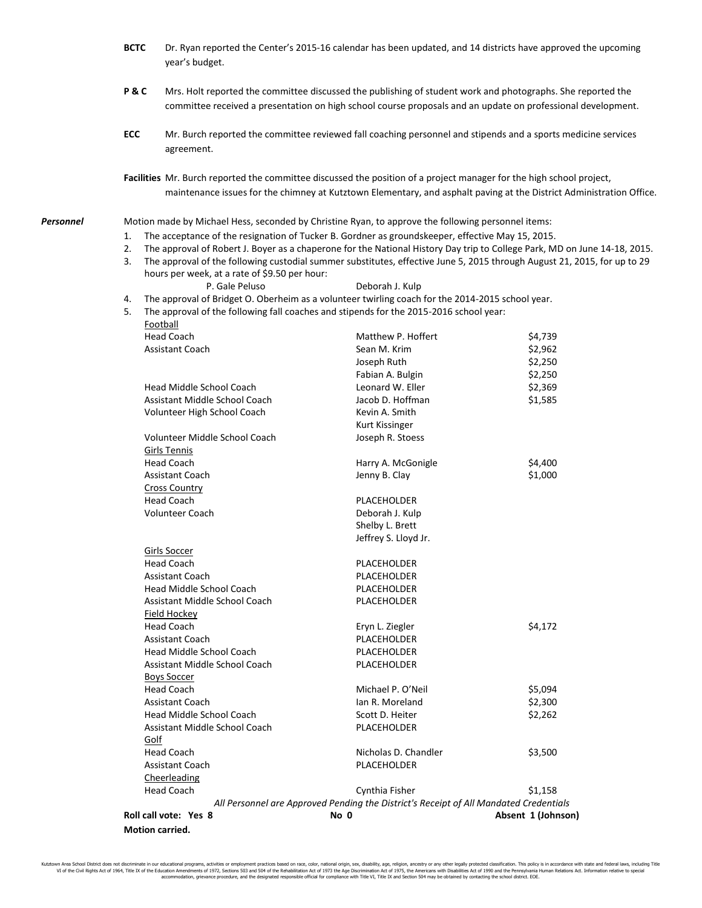**BCTC** Dr. Ryan reported the Center's 2015-16 calendar has been updated, and 14 districts have approved the upcoming year's budget.

**P & C** Mrs. Holt reported the committee discussed the publishing of student work and photographs. She reported the committee received a presentation on high school course proposals and an update on professional development.

**ECC** Mr. Burch reported the committee reviewed fall coaching personnel and stipends and a sports medicine services agreement.

**Facilities** Mr. Burch reported the committee discussed the position of a project manager for the high school project, maintenance issues for the chimney at Kutztown Elementary, and asphalt paving at the District Administration Office.

***Personnel***

Motion made by Michael Hess, seconded by Christine Ryan, to approve the following personnel items:

1. The acceptance of the resignation of Tucker B. Gordner as groundskeeper, effective May 15, 2015.
2. The approval of Robert J. Boyer as a chaperone for the National History Day trip to College Park, MD on June 14-18, 2015.
3. The approval of the following custodial summer substitutes, effective June 5, 2015 through August 21, 2015, for up to 29 hours per week, at a rate of $9.50 per hour:
   P. Gale Peluso    Deborah J. Kulp
4. The approval of Bridget O. Oberheim as a volunteer twirling coach for the 2014-2015 school year.
5. The approval of the following fall coaches and stipends for the 2015-2016 school year:

| Position | Name | Stipend |
|---|---|---|
| <u>Football</u> | | |
| Head Coach | Matthew P. Hoffert | $4,739 |
| Assistant Coach | Sean M. Krim | $2,962 |
| | Joseph Ruth | $2,250 |
| | Fabian A. Bulgin | $2,250 |
| Head Middle School Coach | Leonard W. Eller | $2,369 |
| Assistant Middle School Coach | Jacob D. Hoffman | $1,585 |
| Volunteer High School Coach | Kevin A. Smith | |
| | Kurt Kissinger | |
| Volunteer Middle School Coach | Joseph R. Stoess | |
| <u>Girls Tennis</u> | | |
| Head Coach | Harry A. McGonigle | $4,400 |
| Assistant Coach | Jenny B. Clay | $1,000 |
| <u>Cross Country</u> | | |
| Head Coach | PLACEHOLDER | |
| Volunteer Coach | Deborah J. Kulp | |
| | Shelby L. Brett | |
| | Jeffrey S. Lloyd Jr. | |
| <u>Girls Soccer</u> | | |
| Head Coach | PLACEHOLDER | |
| Assistant Coach | PLACEHOLDER | |
| Head Middle School Coach | PLACEHOLDER | |
| Assistant Middle School Coach | PLACEHOLDER | |
| <u>Field Hockey</u> | | |
| Head Coach | Eryn L. Ziegler | $4,172 |
| Assistant Coach | PLACEHOLDER | |
| Head Middle School Coach | PLACEHOLDER | |
| Assistant Middle School Coach | PLACEHOLDER | |
| <u>Boys Soccer</u> | | |
| Head Coach | Michael P. O'Neil | $5,094 |
| Assistant Coach | Ian R. Moreland | $2,300 |
| Head Middle School Coach | Scott D. Heiter | $2,262 |
| Assistant Middle School Coach | PLACEHOLDER | |
| <u>Golf</u> | | |
| Head Coach | Nicholas D. Chandler | $3,500 |
| Assistant Coach | PLACEHOLDER | |
| <u>Cheerleading</u> | | |
| Head Coach | Cynthia Fisher | $1,158 |

*All Personnel are Approved Pending the District's Receipt of All Mandated Credentials*

**Roll call vote: Yes 8    No 0    Absent 1 (Johnson)**

**Motion carried.**

Kutztown Area School District does not discriminate in our educational programs, activities or employment practices based on race, color, national origin, sex, disability, age, religion, ancestry or any other legally protected classification. This policy is in accordance with state and federal laws, including Title VI of the Civil Rights Act of 1964, Title IX of the Education Amendments of 1972, Sections 503 and 504 of the Rehabilitation Act of 1973 the Age Discrimination Act of 1975, the Americans with Disabilities Act of 1990 and the Pennsylvania Human Relations Act. Information relative to special accommodation, grievance procedure, and the designated responsible official for compliance with Title VI, Title IX and Section 504 may be obtained by contacting the school district. EOE.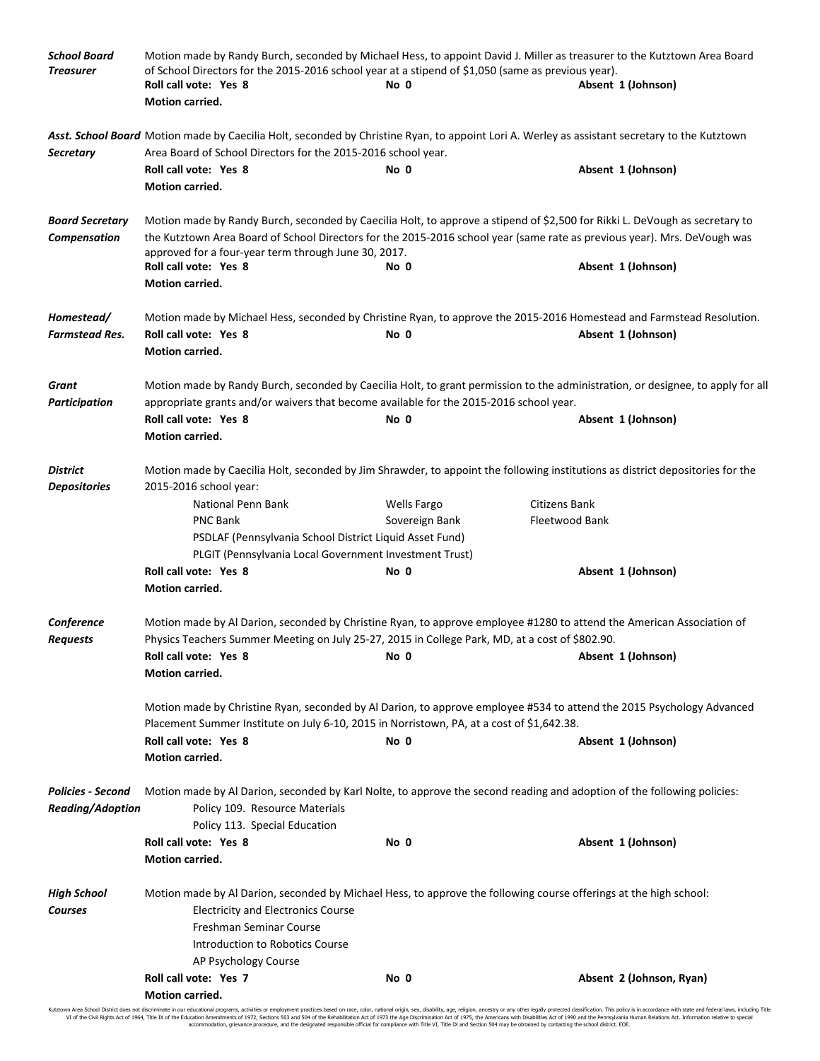***School Board Treasurer***

Motion made by Randy Burch, seconded by Michael Hess, to appoint David J. Miller as treasurer to the Kutztown Area Board of School Directors for the 2015-2016 school year at a stipend of $1,050 (same as previous year).

**Roll call vote: Yes 8** **No 0** **Absent 1 (Johnson)**

**Motion carried.**

***Asst. School Board Secretary***

Motion made by Caecilia Holt, seconded by Christine Ryan, to appoint Lori A. Werley as assistant secretary to the Kutztown Area Board of School Directors for the 2015-2016 school year.

**Roll call vote: Yes 8** **No 0** **Absent 1 (Johnson)**

**Motion carried.**

***Board Secretary Compensation***

Motion made by Randy Burch, seconded by Caecilia Holt, to approve a stipend of $2,500 for Rikki L. DeVough as secretary to the Kutztown Area Board of School Directors for the 2015-2016 school year (same rate as previous year). Mrs. DeVough was approved for a four-year term through June 30, 2017.

**Roll call vote: Yes 8** **No 0** **Absent 1 (Johnson)**

**Motion carried.**

***Homestead/ Farmstead Res.***

Motion made by Michael Hess, seconded by Christine Ryan, to approve the 2015-2016 Homestead and Farmstead Resolution.

**Roll call vote: Yes 8** **No 0** **Absent 1 (Johnson)**

**Motion carried.**

***Grant Participation***

Motion made by Randy Burch, seconded by Caecilia Holt, to grant permission to the administration, or designee, to apply for all appropriate grants and/or waivers that become available for the 2015-2016 school year.

**Roll call vote: Yes 8** **No 0** **Absent 1 (Johnson)**

**Motion carried.**

***District Depositories***

Motion made by Caecilia Holt, seconded by Jim Shrawder, to appoint the following institutions as district depositories for the 2015-2016 school year:

- National Penn Bank
- Wells Fargo
- Citizens Bank
- PNC Bank
- Sovereign Bank
- Fleetwood Bank
- PSDLAF (Pennsylvania School District Liquid Asset Fund)
- PLGIT (Pennsylvania Local Government Investment Trust)

**Roll call vote: Yes 8** **No 0** **Absent 1 (Johnson)**

**Motion carried.**

***Conference Requests***

Motion made by Al Darion, seconded by Christine Ryan, to approve employee #1280 to attend the American Association of Physics Teachers Summer Meeting on July 25-27, 2015 in College Park, MD, at a cost of $802.90.

**Roll call vote: Yes 8** **No 0** **Absent 1 (Johnson)**

**Motion carried.**

Motion made by Christine Ryan, seconded by Al Darion, to approve employee #534 to attend the 2015 Psychology Advanced Placement Summer Institute on July 6-10, 2015 in Norristown, PA, at a cost of $1,642.38.

**Roll call vote: Yes 8** **No 0** **Absent 1 (Johnson)**

**Motion carried.**

***Policies - Second Reading/Adoption***

Motion made by Al Darion, seconded by Karl Nolte, to approve the second reading and adoption of the following policies:

- Policy 109. Resource Materials
- Policy 113. Special Education

**Roll call vote: Yes 8** **No 0** **Absent 1 (Johnson)**

**Motion carried.**

***High School Courses***

Motion made by Al Darion, seconded by Michael Hess, to approve the following course offerings at the high school:

- Electricity and Electronics Course
- Freshman Seminar Course
- Introduction to Robotics Course
- AP Psychology Course

**Roll call vote: Yes 7** **No 0** **Absent 2 (Johnson, Ryan)**

**Motion carried.**

Kutztown Area School District does not discriminate in our educational programs, activities or employment practices based on race, color, national origin, sex, disability, age, religion, ancestry or any other legally protected classification. This policy is in accordance with state and federal laws, including Title VI of the Civil Rights Act of 1964, Title IX of the Education Amendments of 1972, Sections 503 and 504 of the Rehabilitation Act of 1973 the Age Discrimination Act of 1975, the Americans with Disabilities Act of 1990 and the Pennsylvania Human Relations Act. Information relative to special accommodation, grievance procedure, and the designated responsible official for compliance with Title VI, Title IX and Section 504 may be obtained by contacting the school district. EOE.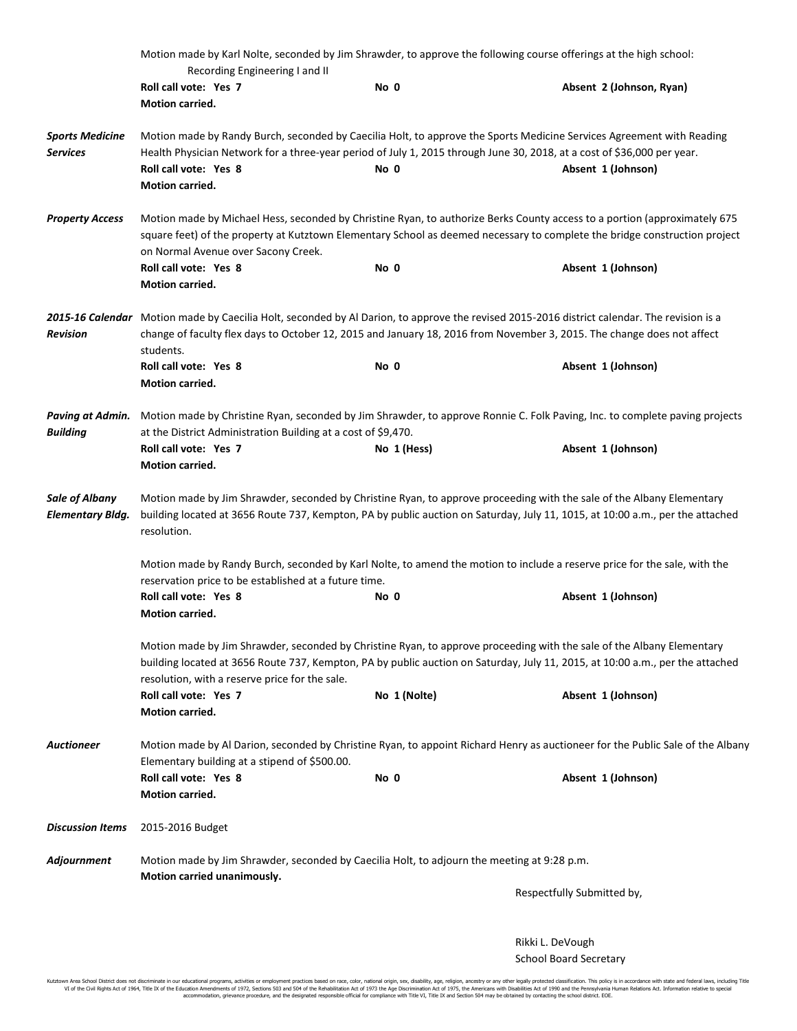Motion made by Karl Nolte, seconded by Jim Shrawder, to approve the following course offerings at the high school:
Recording Engineering I and II

**Roll call vote: Yes 7** **No 0** **Absent 2 (Johnson, Ryan)**
**Motion carried.**

***Sports Medicine Services*** Motion made by Randy Burch, seconded by Caecilia Holt, to approve the Sports Medicine Services Agreement with Reading Health Physician Network for a three-year period of July 1, 2015 through June 30, 2018, at a cost of $36,000 per year.

**Roll call vote: Yes 8** **No 0** **Absent 1 (Johnson)**
**Motion carried.**

***Property Access*** Motion made by Michael Hess, seconded by Christine Ryan, to authorize Berks County access to a portion (approximately 675 square feet) of the property at Kutztown Elementary School as deemed necessary to complete the bridge construction project on Normal Avenue over Sacony Creek.

**Roll call vote: Yes 8** **No 0** **Absent 1 (Johnson)**
**Motion carried.**

***2015-16 Calendar Revision*** Motion made by Caecilia Holt, seconded by Al Darion, to approve the revised 2015-2016 district calendar. The revision is a change of faculty flex days to October 12, 2015 and January 18, 2016 from November 3, 2015. The change does not affect students.

**Roll call vote: Yes 8** **No 0** **Absent 1 (Johnson)**
**Motion carried.**

***Paving at Admin. Building*** Motion made by Christine Ryan, seconded by Jim Shrawder, to approve Ronnie C. Folk Paving, Inc. to complete paving projects at the District Administration Building at a cost of $9,470.

**Roll call vote: Yes 7** **No 1 (Hess)** **Absent 1 (Johnson)**
**Motion carried.**

***Sale of Albany Elementary Bldg.*** Motion made by Jim Shrawder, seconded by Christine Ryan, to approve proceeding with the sale of the Albany Elementary building located at 3656 Route 737, Kempton, PA by public auction on Saturday, July 11, 1015, at 10:00 a.m., per the attached resolution.

Motion made by Randy Burch, seconded by Karl Nolte, to amend the motion to include a reserve price for the sale, with the reservation price to be established at a future time.

**Roll call vote: Yes 8** **No 0** **Absent 1 (Johnson)**
**Motion carried.**

Motion made by Jim Shrawder, seconded by Christine Ryan, to approve proceeding with the sale of the Albany Elementary building located at 3656 Route 737, Kempton, PA by public auction on Saturday, July 11, 2015, at 10:00 a.m., per the attached resolution, with a reserve price for the sale.

**Roll call vote: Yes 7** **No 1 (Nolte)** **Absent 1 (Johnson)**
**Motion carried.**

***Auctioneer*** Motion made by Al Darion, seconded by Christine Ryan, to appoint Richard Henry as auctioneer for the Public Sale of the Albany Elementary building at a stipend of $500.00.

**Roll call vote: Yes 8** **No 0** **Absent 1 (Johnson)**
**Motion carried.**

***Discussion Items*** 2015-2016 Budget

***Adjournment*** Motion made by Jim Shrawder, seconded by Caecilia Holt, to adjourn the meeting at 9:28 p.m.
**Motion carried unanimously.**

Respectfully Submitted by,

Rikki L. DeVough
School Board Secretary

Kutztown Area School District does not discriminate in our educational programs, activities or employment practices based on race, color, national origin, sex, disability, age, religion, ancestry or any other legally protected classification. This policy is in accordance with state and federal laws, including Title VI of the Civil Rights Act of 1964, Title IX of the Education Amendments of 1972, Sections 503 and 504 of the Rehabilitation Act of 1973 the Age Discrimination Act of 1975, the Americans with Disabilities Act of 1990 and the Pennsylvania Human Relations Act. Information relative to special accommodation, grievance procedure, and the designated responsible official for compliance with Title VI, Title IX and Section 504 may be obtained by contacting the school district. EOE.